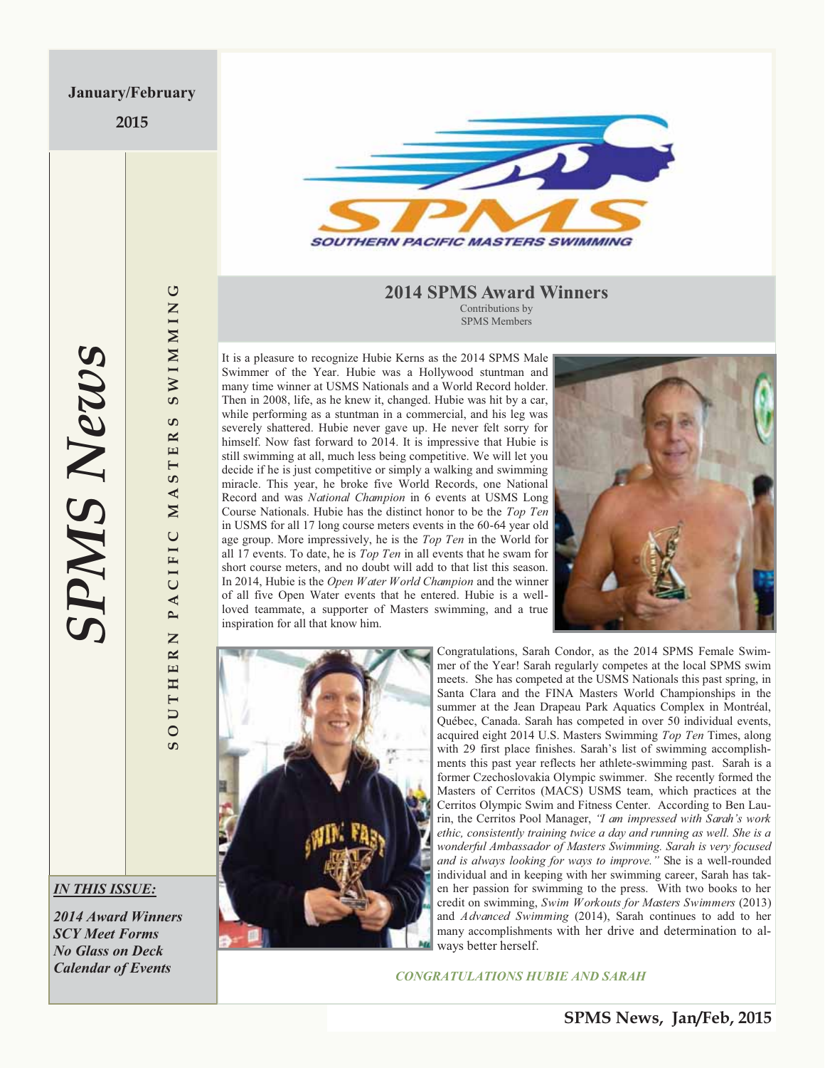January/February

2015

# SPMS News

SOUTHERN PACIFIC MASTERS SWIMMING

SOUTHERN PACIFIC MASTERS SWIMMING

## 2014 SPMS Award Winners

Contributions by
SPMS Members

It is a pleasure to recognize Hubie Kerns as the 2014 SPMS Male Swimmer of the Year. Hubie was a Hollywood stuntman and many time winner at USMS Nationals and a World Record holder. Then in 2008, life, as he knew it, changed. Hubie was hit by a car, while performing as a stuntman in a commercial, and his leg was severely shattered. Hubie never gave up. He never felt sorry for himself. Now fast forward to 2014. It is impressive that Hubie is still swimming at all, much less being competitive. We will let you decide if he is just competitive or simply a walking and swimming miracle. This year, he broke five World Records, one National Record and was *National Champion* in 6 events at USMS Long Course Nationals. Hubie has the distinct honor to be the *Top Ten* in USMS for all 17 long course meters events in the 60-64 year old age group. More impressively, he is the *Top Ten* in the World for all 17 events. To date, he is *Top Ten* in all events that he swam for short course meters, and no doubt will add to that list this season. In 2014, Hubie is the *Open Water World Champion* and the winner of all five Open Water events that he entered. Hubie is a well-loved teammate, a supporter of Masters swimming, and a true inspiration for all that know him.

Congratulations, Sarah Condor, as the 2014 SPMS Female Swimmer of the Year! Sarah regularly competes at the local SPMS swim meets. She has competed at the USMS Nationals this past spring, in Santa Clara and the FINA Masters World Championships in the summer at the Jean Drapeau Park Aquatics Complex in Montréal, Québec, Canada. Sarah has competed in over 50 individual events, acquired eight 2014 U.S. Masters Swimming *Top Ten* Times, along with 29 first place finishes. Sarah's list of swimming accomplishments this past year reflects her athlete-swimming past. Sarah is a former Czechoslovakia Olympic swimmer. She recently formed the Masters of Cerritos (MACS) USMS team, which practices at the Cerritos Olympic Swim and Fitness Center. According to Ben Laurin, the Cerritos Pool Manager, *"I am impressed with Sarah's work ethic, consistently training twice a day and running as well. She is a wonderful Ambassador of Masters Swimming. Sarah is very focused and is always looking for ways to improve."* She is a well-rounded individual and in keeping with her swimming career, Sarah has taken her passion for swimming to the press. With two books to her credit on swimming, *Swim Workouts for Masters Swimmers* (2013) and *Advanced Swimming* (2014), Sarah continues to add to her many accomplishments with her drive and determination to always better herself.

*CONGRATULATIONS HUBIE AND SARAH*

***IN THIS ISSUE:***

***2014 Award Winners***
***SCY Meet Forms***
***No Glass on Deck***
***Calendar of Events***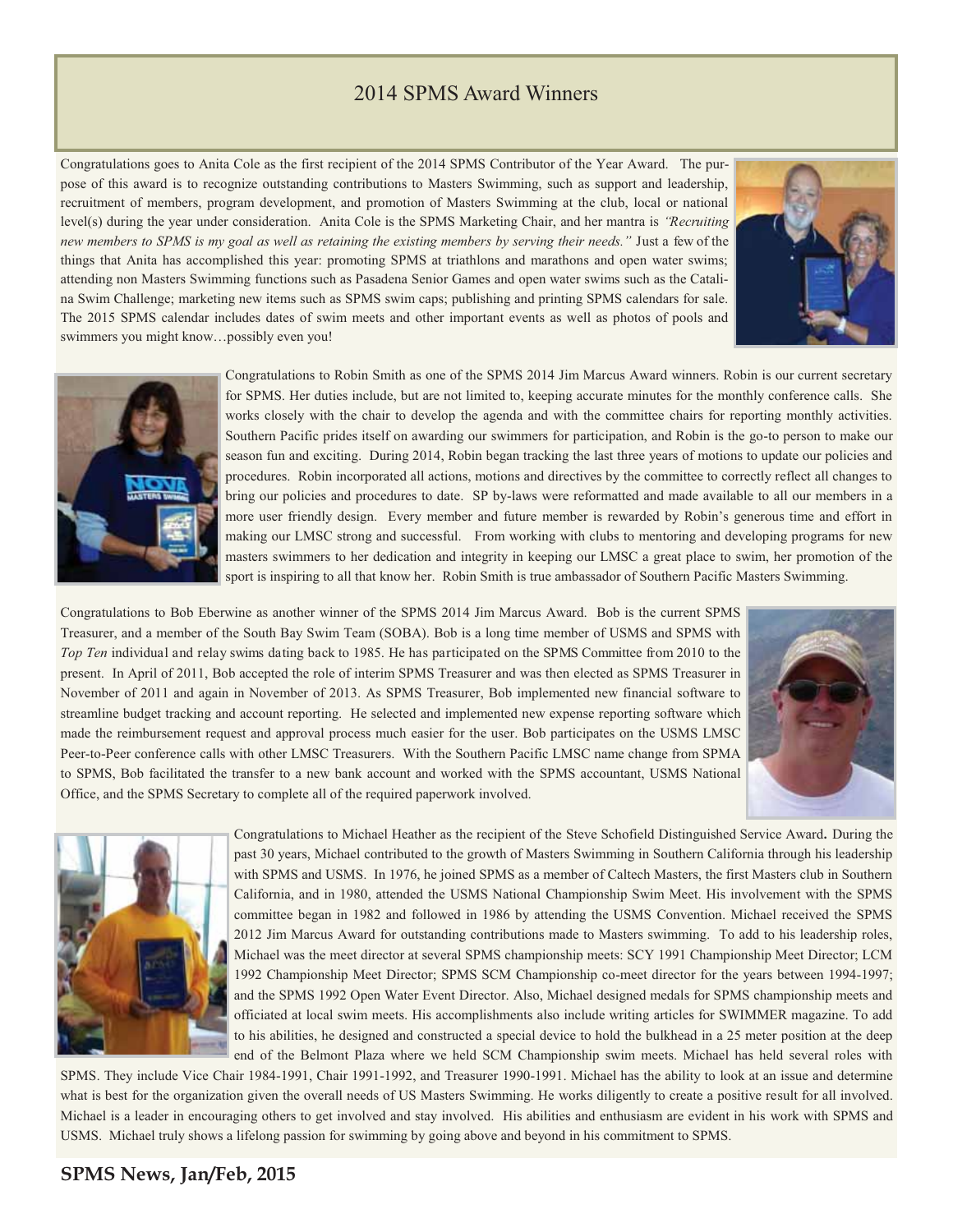# 2014 SPMS Award Winners

Congratulations goes to Anita Cole as the first recipient of the 2014 SPMS Contributor of the Year Award. The purpose of this award is to recognize outstanding contributions to Masters Swimming, such as support and leadership, recruitment of members, program development, and promotion of Masters Swimming at the club, local or national level(s) during the year under consideration. Anita Cole is the SPMS Marketing Chair, and her mantra is *"Recruiting new members to SPMS is my goal as well as retaining the existing members by serving their needs."* Just a few of the things that Anita has accomplished this year: promoting SPMS at triathlons and marathons and open water swims; attending non Masters Swimming functions such as Pasadena Senior Games and open water swims such as the Catalina Swim Challenge; marketing new items such as SPMS swim caps; publishing and printing SPMS calendars for sale. The 2015 SPMS calendar includes dates of swim meets and other important events as well as photos of pools and swimmers you might know…possibly even you!

Congratulations to Robin Smith as one of the SPMS 2014 Jim Marcus Award winners. Robin is our current secretary for SPMS. Her duties include, but are not limited to, keeping accurate minutes for the monthly conference calls. She works closely with the chair to develop the agenda and with the committee chairs for reporting monthly activities. Southern Pacific prides itself on awarding our swimmers for participation, and Robin is the go-to person to make our season fun and exciting. During 2014, Robin began tracking the last three years of motions to update our policies and procedures. Robin incorporated all actions, motions and directives by the committee to correctly reflect all changes to bring our policies and procedures to date. SP by-laws were reformatted and made available to all our members in a more user friendly design. Every member and future member is rewarded by Robin's generous time and effort in making our LMSC strong and successful. From working with clubs to mentoring and developing programs for new masters swimmers to her dedication and integrity in keeping our LMSC a great place to swim, her promotion of the sport is inspiring to all that know her. Robin Smith is true ambassador of Southern Pacific Masters Swimming.

Congratulations to Bob Eberwine as another winner of the SPMS 2014 Jim Marcus Award. Bob is the current SPMS Treasurer, and a member of the South Bay Swim Team (SOBA). Bob is a long time member of USMS and SPMS with *Top Ten* individual and relay swims dating back to 1985. He has participated on the SPMS Committee from 2010 to the present. In April of 2011, Bob accepted the role of interim SPMS Treasurer and was then elected as SPMS Treasurer in November of 2011 and again in November of 2013. As SPMS Treasurer, Bob implemented new financial software to streamline budget tracking and account reporting. He selected and implemented new expense reporting software which made the reimbursement request and approval process much easier for the user. Bob participates on the USMS LMSC Peer-to-Peer conference calls with other LMSC Treasurers. With the Southern Pacific LMSC name change from SPMA to SPMS, Bob facilitated the transfer to a new bank account and worked with the SPMS accountant, USMS National Office, and the SPMS Secretary to complete all of the required paperwork involved.

Congratulations to Michael Heather as the recipient of the Steve Schofield Distinguished Service Award**.** During the past 30 years, Michael contributed to the growth of Masters Swimming in Southern California through his leadership with SPMS and USMS. In 1976, he joined SPMS as a member of Caltech Masters, the first Masters club in Southern California, and in 1980, attended the USMS National Championship Swim Meet. His involvement with the SPMS committee began in 1982 and followed in 1986 by attending the USMS Convention. Michael received the SPMS 2012 Jim Marcus Award for outstanding contributions made to Masters swimming. To add to his leadership roles, Michael was the meet director at several SPMS championship meets: SCY 1991 Championship Meet Director; LCM 1992 Championship Meet Director; SPMS SCM Championship co-meet director for the years between 1994-1997; and the SPMS 1992 Open Water Event Director. Also, Michael designed medals for SPMS championship meets and officiated at local swim meets. His accomplishments also include writing articles for SWIMMER magazine. To add to his abilities, he designed and constructed a special device to hold the bulkhead in a 25 meter position at the deep end of the Belmont Plaza where we held SCM Championship swim meets. Michael has held several roles with SPMS. They include Vice Chair 1984-1991, Chair 1991-1992, and Treasurer 1990-1991. Michael has the ability to look at an issue and determine what is best for the organization given the overall needs of US Masters Swimming. He works diligently to create a positive result for all involved. Michael is a leader in encouraging others to get involved and stay involved. His abilities and enthusiasm are evident in his work with SPMS and USMS. Michael truly shows a lifelong passion for swimming by going above and beyond in his commitment to SPMS.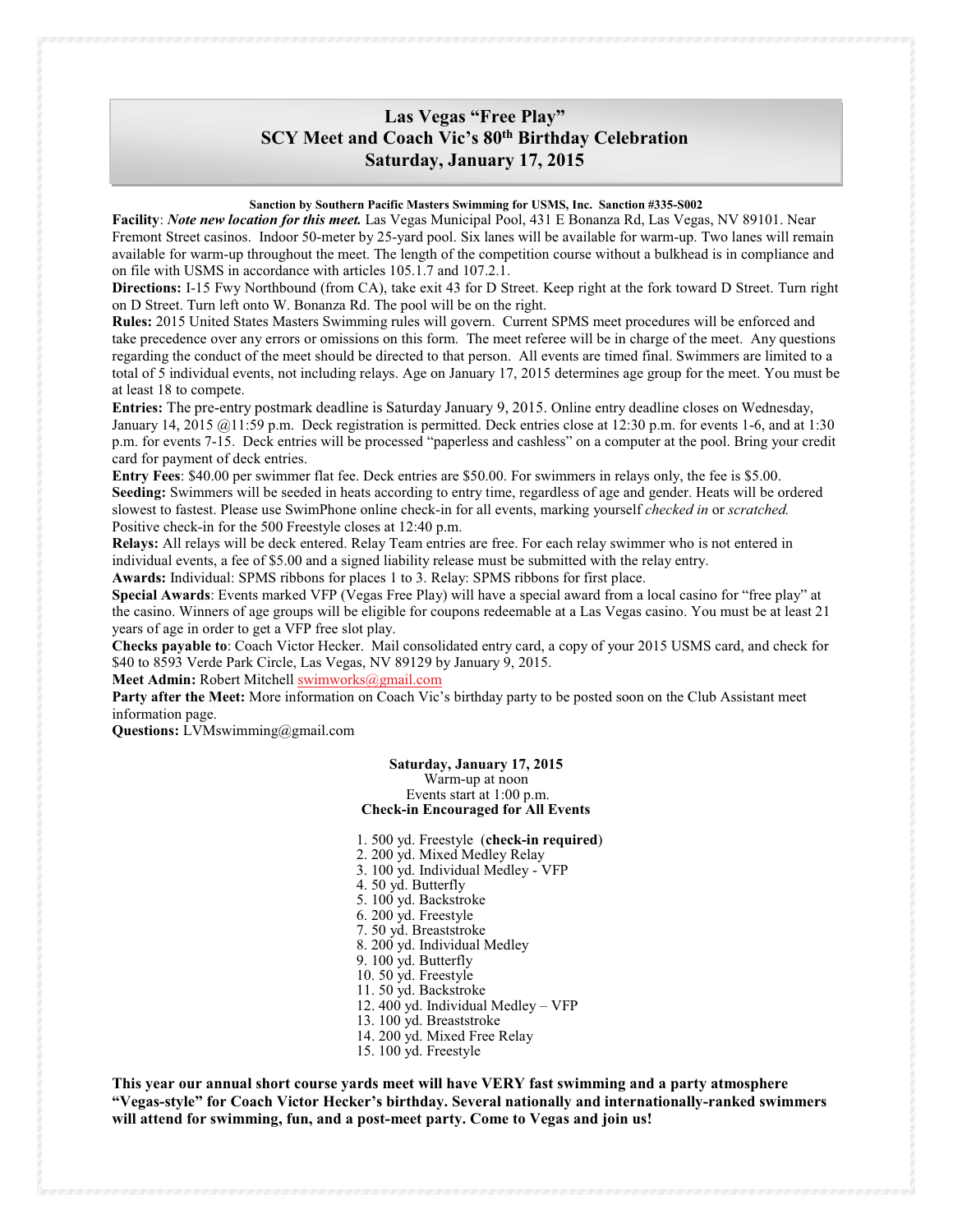# Las Vegas "Free Play"
# SCY Meet and Coach Vic's 80th Birthday Celebration
# Saturday, January 17, 2015

**Sanction by Southern Pacific Masters Swimming for USMS, Inc. Sanction #335-S002**

**Facility**: ***Note new location for this meet.*** Las Vegas Municipal Pool, 431 E Bonanza Rd, Las Vegas, NV 89101. Near Fremont Street casinos. Indoor 50-meter by 25-yard pool. Six lanes will be available for warm-up. Two lanes will remain available for warm-up throughout the meet. The length of the competition course without a bulkhead is in compliance and on file with USMS in accordance with articles 105.1.7 and 107.2.1.

**Directions:** I-15 Fwy Northbound (from CA), take exit 43 for D Street. Keep right at the fork toward D Street. Turn right on D Street. Turn left onto W. Bonanza Rd. The pool will be on the right.

**Rules:** 2015 United States Masters Swimming rules will govern. Current SPMS meet procedures will be enforced and take precedence over any errors or omissions on this form. The meet referee will be in charge of the meet. Any questions regarding the conduct of the meet should be directed to that person. All events are timed final. Swimmers are limited to a total of 5 individual events, not including relays. Age on January 17, 2015 determines age group for the meet. You must be at least 18 to compete.

**Entries:** The pre-entry postmark deadline is Saturday January 9, 2015. Online entry deadline closes on Wednesday, January 14, 2015 @11:59 p.m. Deck registration is permitted. Deck entries close at 12:30 p.m. for events 1-6, and at 1:30 p.m. for events 7-15. Deck entries will be processed "paperless and cashless" on a computer at the pool. Bring your credit card for payment of deck entries.

**Entry Fees**: $40.00 per swimmer flat fee. Deck entries are $50.00. For swimmers in relays only, the fee is $5.00.

**Seeding:** Swimmers will be seeded in heats according to entry time, regardless of age and gender. Heats will be ordered slowest to fastest. Please use SwimPhone online check-in for all events, marking yourself *checked in* or *scratched.* Positive check-in for the 500 Freestyle closes at 12:40 p.m.

**Relays:** All relays will be deck entered. Relay Team entries are free. For each relay swimmer who is not entered in individual events, a fee of $5.00 and a signed liability release must be submitted with the relay entry.

**Awards:** Individual: SPMS ribbons for places 1 to 3. Relay: SPMS ribbons for first place.

**Special Awards**: Events marked VFP (Vegas Free Play) will have a special award from a local casino for "free play" at the casino. Winners of age groups will be eligible for coupons redeemable at a Las Vegas casino. You must be at least 21 years of age in order to get a VFP free slot play.

**Checks payable to**: Coach Victor Hecker. Mail consolidated entry card, a copy of your 2015 USMS card, and check for $40 to 8593 Verde Park Circle, Las Vegas, NV 89129 by January 9, 2015.

**Meet Admin:** Robert Mitchell swimworks@gmail.com

**Party after the Meet:** More information on Coach Vic's birthday party to be posted soon on the Club Assistant meet information page.

**Questions:** LVMswimming@gmail.com

**Saturday, January 17, 2015**
Warm-up at noon
Events start at 1:00 p.m.
**Check-in Encouraged for All Events**

1. 500 yd. Freestyle (**check-in required**)
2. 200 yd. Mixed Medley Relay
3. 100 yd. Individual Medley - VFP
4. 50 yd. Butterfly
5. 100 yd. Backstroke
6. 200 yd. Freestyle
7. 50 yd. Breaststroke
8. 200 yd. Individual Medley
9. 100 yd. Butterfly
10. 50 yd. Freestyle
11. 50 yd. Backstroke
12. 400 yd. Individual Medley – VFP
13. 100 yd. Breaststroke
14. 200 yd. Mixed Free Relay
15. 100 yd. Freestyle

**This year our annual short course yards meet will have VERY fast swimming and a party atmosphere "Vegas-style" for Coach Victor Hecker's birthday. Several nationally and internationally-ranked swimmers will attend for swimming, fun, and a post-meet party. Come to Vegas and join us!**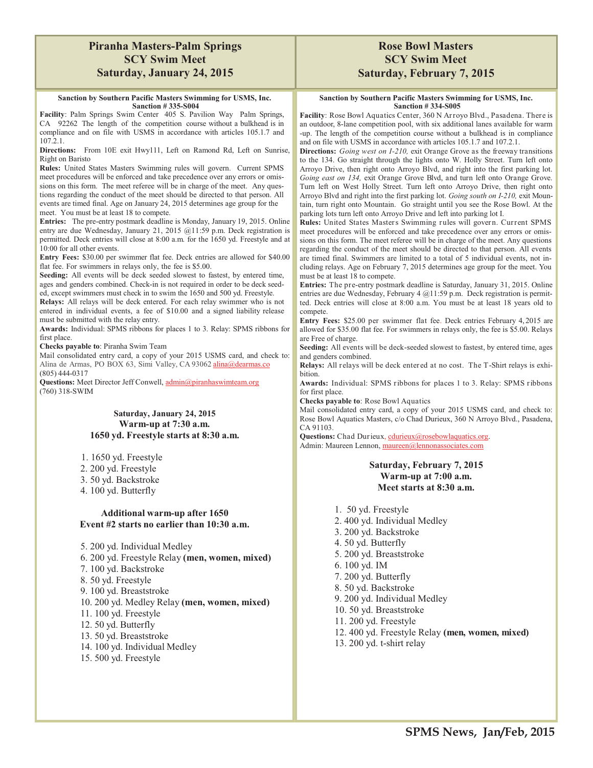## Piranha Masters-Palm Springs
## SCY Swim Meet
## Saturday, January 24, 2015

**Sanction by Southern Pacific Masters Swimming for USMS, Inc.**
**Sanction # 335-S004**

**Facility**: Palm Springs Swim Center 405 S. Pavilion Way Palm Springs, CA 92262 The length of the competition course without a bulkhead is in compliance and on file with USMS in accordance with articles 105.1.7 and 107.2.1.

**Directions:** From 10E exit Hwy111, Left on Ramond Rd, Left on Sunrise, Right on Baristo

**Rules:** United States Masters Swimming rules will govern. Current SPMS meet procedures will be enforced and take precedence over any errors or omissions on this form. The meet referee will be in charge of the meet. Any questions regarding the conduct of the meet should be directed to that person. All events are timed final. Age on January 24, 2015 determines age group for the meet. You must be at least 18 to compete.

**Entries:** The pre-entry postmark deadline is Monday, January 19, 2015. Online entry are due Wednesday, January 21, 2015 @11:59 p.m. Deck registration is permitted. Deck entries will close at 8:00 a.m. for the 1650 yd. Freestyle and at 10:00 for all other events.

**Entry Fees:** $30.00 per swimmer flat fee. Deck entries are allowed for $40.00 flat fee. For swimmers in relays only, the fee is $5.00.

**Seeding:** All events will be deck seeded slowest to fastest, by entered time, ages and genders combined. Check-in is not required in order to be deck seeded, except swimmers must check in to swim the 1650 and 500 yd. Freestyle.

**Relays:** All relays will be deck entered. For each relay swimmer who is not entered in individual events, a fee of $10.00 and a signed liability release must be submitted with the relay entry.

**Awards:** Individual: SPMS ribbons for places 1 to 3. Relay: SPMS ribbons for first place.

**Checks payable to**: Piranha Swim Team

Mail consolidated entry card, a copy of your 2015 USMS card, and check to: Alina de Armas, PO BOX 63, Simi Valley, CA 93062 alina@dearmas.co (805) 444-0317

**Questions:** Meet Director Jeff Conwell, admin@piranhaswimteam.org (760) 318-SWIM

**Saturday, January 24, 2015**
**Warm-up at 7:30 a.m.**
**1650 yd. Freestyle starts at 8:30 a.m.**

1. 1650 yd. Freestyle
2. 200 yd. Freestyle
3. 50 yd. Backstroke
4. 100 yd. Butterfly

**Additional warm-up after 1650**
**Event #2 starts no earlier than 10:30 a.m.**

5. 200 yd. Individual Medley
6. 200 yd. Freestyle Relay **(men, women, mixed)**
7. 100 yd. Backstroke
8. 50 yd. Freestyle
9. 100 yd. Breaststroke
10. 200 yd. Medley Relay **(men, women, mixed)**
11. 100 yd. Freestyle
12. 50 yd. Butterfly
13. 50 yd. Breaststroke
14. 100 yd. Individual Medley
15. 500 yd. Freestyle

## Rose Bowl Masters
## SCY Swim Meet
## Saturday, February 7, 2015

**Sanction by Southern Pacific Masters Swimming for USMS, Inc.**
**Sanction # 334-S005**

**Facility**: Rose Bowl Aquatics Center, 360 N Arroyo Blvd., Pasadena. There is an outdoor, 8-lane competition pool, with six additional lanes available for warm-up. The length of the competition course without a bulkhead is in compliance and on file with USMS in accordance with articles 105.1.7 and 107.2.1.

**Directions:** *Going west on I-210,* exit Orange Grove as the freeway transitions to the 134. Go straight through the lights onto W. Holly Street. Turn left onto Arroyo Drive, then right onto Arroyo Blvd, and right into the first parking lot. *Going east on 134,* exit Orange Grove Blvd, and turn left onto Orange Grove. Turn left on West Holly Street. Turn left onto Arroyo Drive, then right onto Arroyo Blvd and right into the first parking lot. *Going south on I-210,* exit Mountain, turn right onto Mountain. Go straight until you see the Rose Bowl. At the parking lots turn left onto Arroyo Drive and left into parking lot I.

**Rules:** United States Masters Swimming rules will govern. Current SPMS meet procedures will be enforced and take precedence over any errors or omissions on this form. The meet referee will be in charge of the meet. Any questions regarding the conduct of the meet should be directed to that person. All events are timed final. Swimmers are limited to a total of 5 individual events, not including relays. Age on February 7, 2015 determines age group for the meet. You must be at least 18 to compete.

**Entries:** The pre-entry postmark deadline is Saturday, January 31, 2015. Online entries are due Wednesday, February 4 @11:59 p.m. Deck registration is permitted. Deck entries will close at 8:00 a.m. You must be at least 18 years old to compete.

**Entry Fees:** $25.00 per swimmer flat fee. Deck entries February 4, 2015 are allowed for $35.00 flat fee. For swimmers in relays only, the fee is $5.00. Relays are Free of charge.

**Seeding:** All events will be deck-seeded slowest to fastest, by entered time, ages and genders combined.

**Relays:** All relays will be deck entered at no cost. The T-Shirt relays is exhibition.

**Awards:** Individual: SPMS ribbons for places 1 to 3. Relay: SPMS ribbons for first place.

**Checks payable to**: Rose Bowl Aquatics

Mail consolidated entry card, a copy of your 2015 USMS card, and check to: Rose Bowl Aquatics Masters, c/o Chad Durieux, 360 N Arroyo Blvd., Pasadena, CA 91103.

**Questions:** Chad Durieux, cdurieux@rosebowlaquatics.org.
Admin: Maureen Lennon, maureen@lennonassociates.com

**Saturday, February 7, 2015**
**Warm-up at 7:00 a.m.**
**Meet starts at 8:30 a.m.**

1. 50 yd. Freestyle
2. 400 yd. Individual Medley
3. 200 yd. Backstroke
4. 50 yd. Butterfly
5. 200 yd. Breaststroke
6. 100 yd. IM
7. 200 yd. Butterfly
8. 50 yd. Backstroke
9. 200 yd. Individual Medley
10. 50 yd. Breaststroke
11. 200 yd. Freestyle
12. 400 yd. Freestyle Relay **(men, women, mixed)**
13. 200 yd. t-shirt relay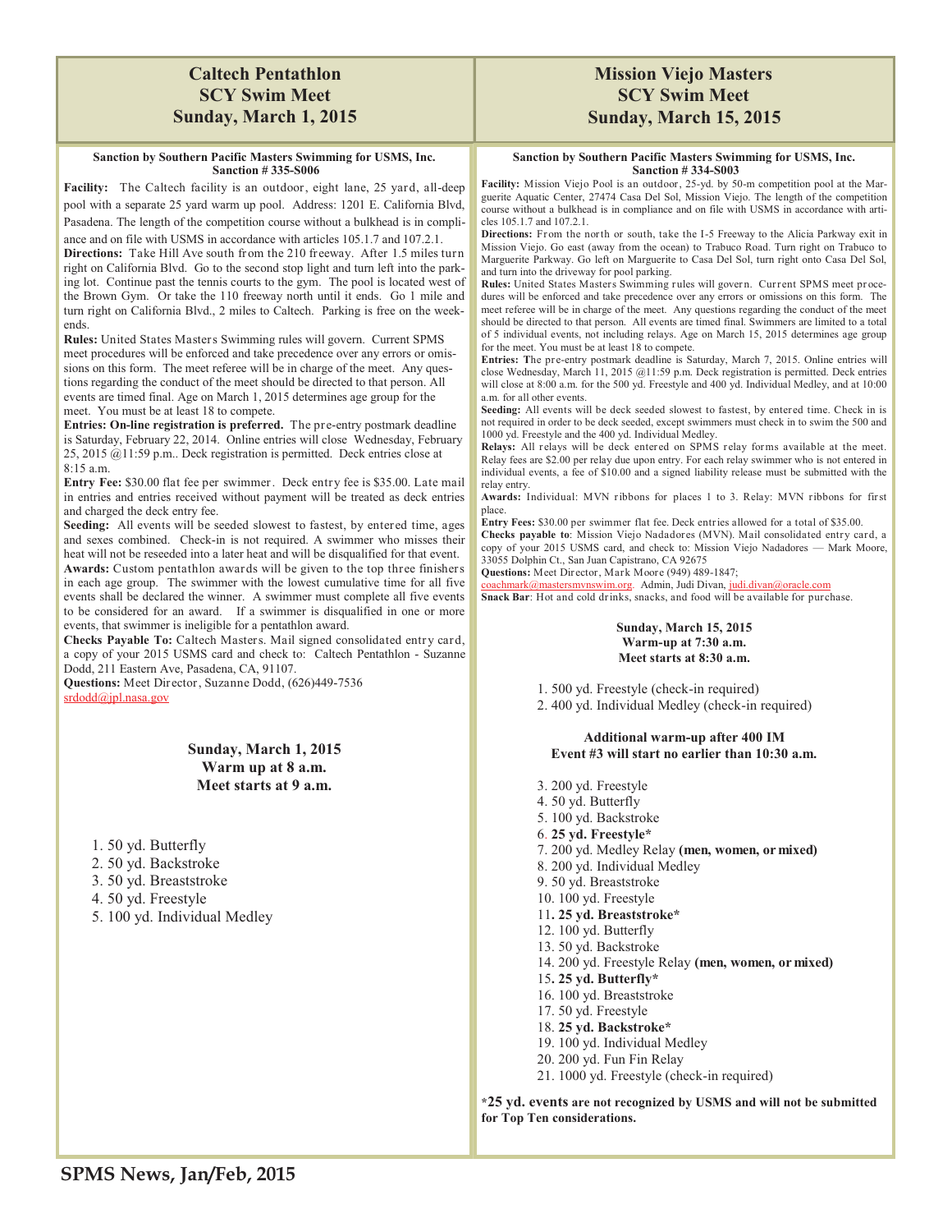## Caltech Pentathlon
## SCY Swim Meet
## Sunday, March 1, 2015

**Sanction by Southern Pacific Masters Swimming for USMS, Inc.**
**Sanction # 335-S006**

**Facility:** The Caltech facility is an outdoor, eight lane, 25 yard, all-deep pool with a separate 25 yard warm up pool. Address: 1201 E. California Blvd, Pasadena. The length of the competition course without a bulkhead is in compliance and on file with USMS in accordance with articles 105.1.7 and 107.2.1.

**Directions:** Take Hill Ave south from the 210 freeway. After 1.5 miles turn right on California Blvd. Go to the second stop light and turn left into the parking lot. Continue past the tennis courts to the gym. The pool is located west of the Brown Gym. Or take the 110 freeway north until it ends. Go 1 mile and turn right on California Blvd., 2 miles to Caltech. Parking is free on the weekends.

**Rules:** United States Masters Swimming rules will govern. Current SPMS meet procedures will be enforced and take precedence over any errors or omissions on this form. The meet referee will be in charge of the meet. Any questions regarding the conduct of the meet should be directed to that person. All events are timed final. Age on March 1, 2015 determines age group for the meet. You must be at least 18 to compete.

**Entries: On-line registration is preferred.** The pre-entry postmark deadline is Saturday, February 22, 2014. Online entries will close Wednesday, February 25, 2015 @11:59 p.m.. Deck registration is permitted. Deck entries close at 8:15 a.m.

**Entry Fee:** $30.00 flat fee per swimmer. Deck entry fee is $35.00. Late mail in entries and entries received without payment will be treated as deck entries and charged the deck entry fee.

**Seeding:** All events will be seeded slowest to fastest, by entered time, ages and sexes combined. Check-in is not required. A swimmer who misses their heat will not be reseeded into a later heat and will be disqualified for that event.

**Awards:** Custom pentathlon awards will be given to the top three finishers in each age group. The swimmer with the lowest cumulative time for all five events shall be declared the winner. A swimmer must complete all five events to be considered for an award. If a swimmer is disqualified in one or more events, that swimmer is ineligible for a pentathlon award.

**Checks Payable To:** Caltech Masters. Mail signed consolidated entry card, a copy of your 2015 USMS card and check to: Caltech Pentathlon - Suzanne Dodd, 211 Eastern Ave, Pasadena, CA, 91107.

**Questions:** Meet Director, Suzanne Dodd, (626)449-7536
srdodd@jpl.nasa.gov

**Sunday, March 1, 2015**
**Warm up at 8 a.m.**
**Meet starts at 9 a.m.**

1. 50 yd. Butterfly
2. 50 yd. Backstroke
3. 50 yd. Breaststroke
4. 50 yd. Freestyle
5. 100 yd. Individual Medley

## Mission Viejo Masters
## SCY Swim Meet
## Sunday, March 15, 2015

**Sanction by Southern Pacific Masters Swimming for USMS, Inc.**
**Sanction # 334-S003**

**Facility:** Mission Viejo Pool is an outdoor, 25-yd. by 50-m competition pool at the Marguerite Aquatic Center, 27474 Casa Del Sol, Mission Viejo. The length of the competition course without a bulkhead is in compliance and on file with USMS in accordance with articles 105.1.7 and 107.2.1.

**Directions:** From the north or south, take the I-5 Freeway to the Alicia Parkway exit in Mission Viejo. Go east (away from the ocean) to Trabuco Road. Turn right on Trabuco to Marguerite Parkway. Go left on Marguerite to Casa Del Sol, turn right onto Casa Del Sol, and turn into the driveway for pool parking.

**Rules:** United States Masters Swimming rules will govern. Current SPMS meet procedures will be enforced and take precedence over any errors or omissions on this form. The meet referee will be in charge of the meet. Any questions regarding the conduct of the meet should be directed to that person. All events are timed final. Swimmers are limited to a total of 5 individual events, not including relays. Age on March 15, 2015 determines age group for the meet. You must be at least 18 to compete.

**Entries:** The pre-entry postmark deadline is Saturday, March 7, 2015. Online entries will close Wednesday, March 11, 2015 @11:59 p.m. Deck registration is permitted. Deck entries will close at 8:00 a.m. for the 500 yd. Freestyle and 400 yd. Individual Medley, and at 10:00 a.m. for all other events.

**Seeding:** All events will be deck seeded slowest to fastest, by entered time. Check in is not required in order to be deck seeded, except swimmers must check in to swim the 500 and 1000 yd. Freestyle and the 400 yd. Individual Medley.

**Relays:** All relays will be deck entered on SPMS relay forms available at the meet. Relay fees are $2.00 per relay due upon entry. For each relay swimmer who is not entered in individual events, a fee of $10.00 and a signed liability release must be submitted with the relay entry.

**Awards:** Individual: MVN ribbons for places 1 to 3. Relay: MVN ribbons for first place.

**Entry Fees:** $30.00 per swimmer flat fee. Deck entries allowed for a total of $35.00.

**Checks payable to**: Mission Viejo Nadadores (MVN). Mail consolidated entry card, a copy of your 2015 USMS card, and check to: Mission Viejo Nadadores — Mark Moore, 33055 Dolphin Ct., San Juan Capistrano, CA 92675

**Questions:** Meet Director, Mark Moore (949) 489-1847;
coachmark@mastersmvnswim.org. Admin, Judi Divan, judi.divan@oracle.com

**Snack Bar**: Hot and cold drinks, snacks, and food will be available for purchase.

**Sunday, March 15, 2015**
**Warm-up at 7:30 a.m.**
**Meet starts at 8:30 a.m.**

1. 500 yd. Freestyle (check-in required)
2. 400 yd. Individual Medley (check-in required)

**Additional warm-up after 400 IM**
**Event #3 will start no earlier than 10:30 a.m.**

3. 200 yd. Freestyle
4. 50 yd. Butterfly
5. 100 yd. Backstroke
6. **25 yd. Freestyle***
7. 200 yd. Medley Relay **(men, women, or mixed)**
8. 200 yd. Individual Medley
9. 50 yd. Breaststroke
10. 100 yd. Freestyle
11. **25 yd. Breaststroke***
12. 100 yd. Butterfly
13. 50 yd. Backstroke
14. 200 yd. Freestyle Relay **(men, women, or mixed)**
15. **25 yd. Butterfly***
16. 100 yd. Breaststroke
17. 50 yd. Freestyle
18. **25 yd. Backstroke***
19. 100 yd. Individual Medley
20. 200 yd. Fun Fin Relay
21. 1000 yd. Freestyle (check-in required)

***25 yd. events are not recognized by USMS and will not be submitted for Top Ten considerations.**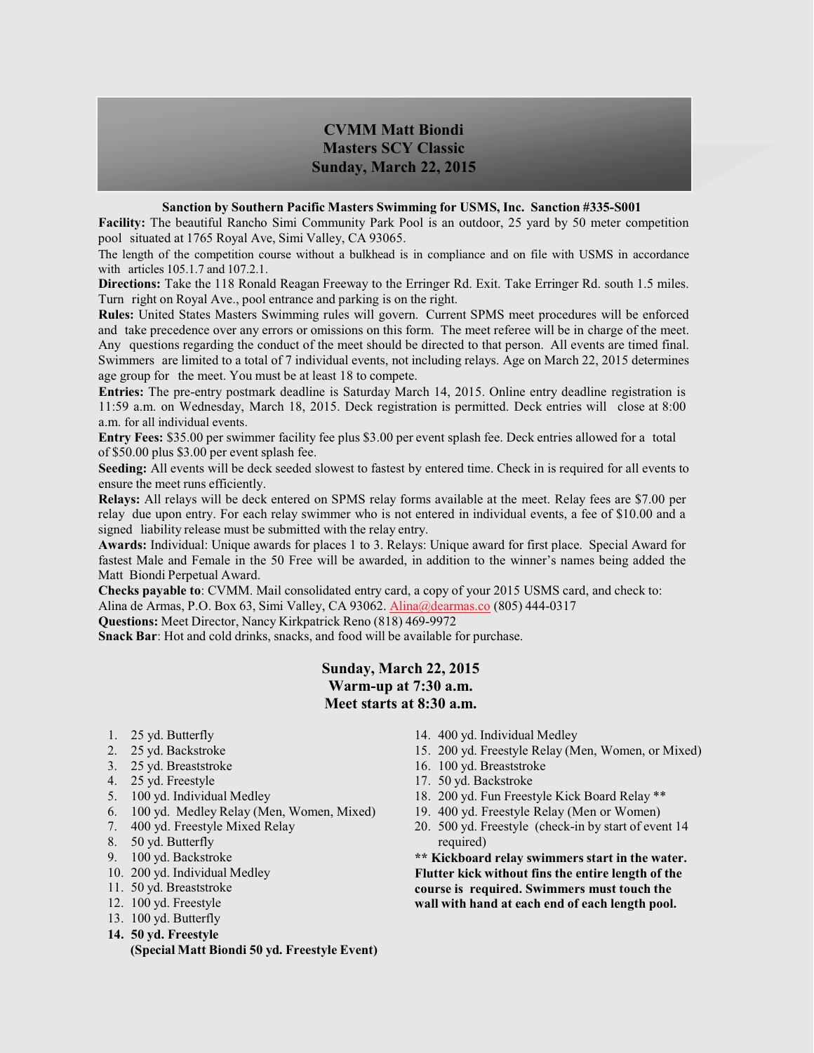# CVMM Matt Biondi
# Masters SCY Classic
# Sunday, March 22, 2015

**Sanction by Southern Pacific Masters Swimming for USMS, Inc. Sanction #335-S001**

**Facility:** The beautiful Rancho Simi Community Park Pool is an outdoor, 25 yard by 50 meter competition pool situated at 1765 Royal Ave, Simi Valley, CA 93065.

The length of the competition course without a bulkhead is in compliance and on file with USMS in accordance with articles 105.1.7 and 107.2.1.

**Directions:** Take the 118 Ronald Reagan Freeway to the Erringer Rd. Exit. Take Erringer Rd. south 1.5 miles. Turn right on Royal Ave., pool entrance and parking is on the right.

**Rules:** United States Masters Swimming rules will govern. Current SPMS meet procedures will be enforced and take precedence over any errors or omissions on this form. The meet referee will be in charge of the meet. Any questions regarding the conduct of the meet should be directed to that person. All events are timed final. Swimmers are limited to a total of 7 individual events, not including relays. Age on March 22, 2015 determines age group for the meet. You must be at least 18 to compete.

**Entries:** The pre-entry postmark deadline is Saturday March 14, 2015. Online entry deadline registration is 11:59 a.m. on Wednesday, March 18, 2015. Deck registration is permitted. Deck entries will close at 8:00 a.m. for all individual events.

**Entry Fees:** $35.00 per swimmer facility fee plus $3.00 per event splash fee. Deck entries allowed for a total of $50.00 plus $3.00 per event splash fee.

**Seeding:** All events will be deck seeded slowest to fastest by entered time. Check in is required for all events to ensure the meet runs efficiently.

**Relays:** All relays will be deck entered on SPMS relay forms available at the meet. Relay fees are $7.00 per relay due upon entry. For each relay swimmer who is not entered in individual events, a fee of $10.00 and a signed liability release must be submitted with the relay entry.

**Awards:** Individual: Unique awards for places 1 to 3. Relays: Unique award for first place. Special Award for fastest Male and Female in the 50 Free will be awarded, in addition to the winner's names being added the Matt Biondi Perpetual Award.

**Checks payable to**: CVMM. Mail consolidated entry card, a copy of your 2015 USMS card, and check to: Alina de Armas, P.O. Box 63, Simi Valley, CA 93062. Alina@dearmas.co (805) 444-0317

**Questions:** Meet Director, Nancy Kirkpatrick Reno (818) 469-9972

**Snack Bar**: Hot and cold drinks, snacks, and food will be available for purchase.

## Sunday, March 22, 2015
## Warm-up at 7:30 a.m.
## Meet starts at 8:30 a.m.

1. 25 yd. Butterfly
2. 25 yd. Backstroke
3. 25 yd. Breaststroke
4. 25 yd. Freestyle
5. 100 yd. Individual Medley
6. 100 yd. Medley Relay (Men, Women, Mixed)
7. 400 yd. Freestyle Mixed Relay
8. 50 yd. Butterfly
9. 100 yd. Backstroke
10. 200 yd. Individual Medley
11. 50 yd. Breaststroke
12. 100 yd. Freestyle
13. 100 yd. Butterfly
14. **50 yd. Freestyle (Special Matt Biondi 50 yd. Freestyle Event)**
15. 400 yd. Individual Medley
16. 200 yd. Freestyle Relay (Men, Women, or Mixed)
17. 100 yd. Breaststroke
18. 50 yd. Backstroke
19. 200 yd. Fun Freestyle Kick Board Relay **
20. 400 yd. Freestyle Relay (Men or Women)
21. 500 yd. Freestyle (check-in by start of event 14 required)

**** Kickboard relay swimmers start in the water. Flutter kick without fins the entire length of the course is required. Swimmers must touch the wall with hand at each end of each length pool.**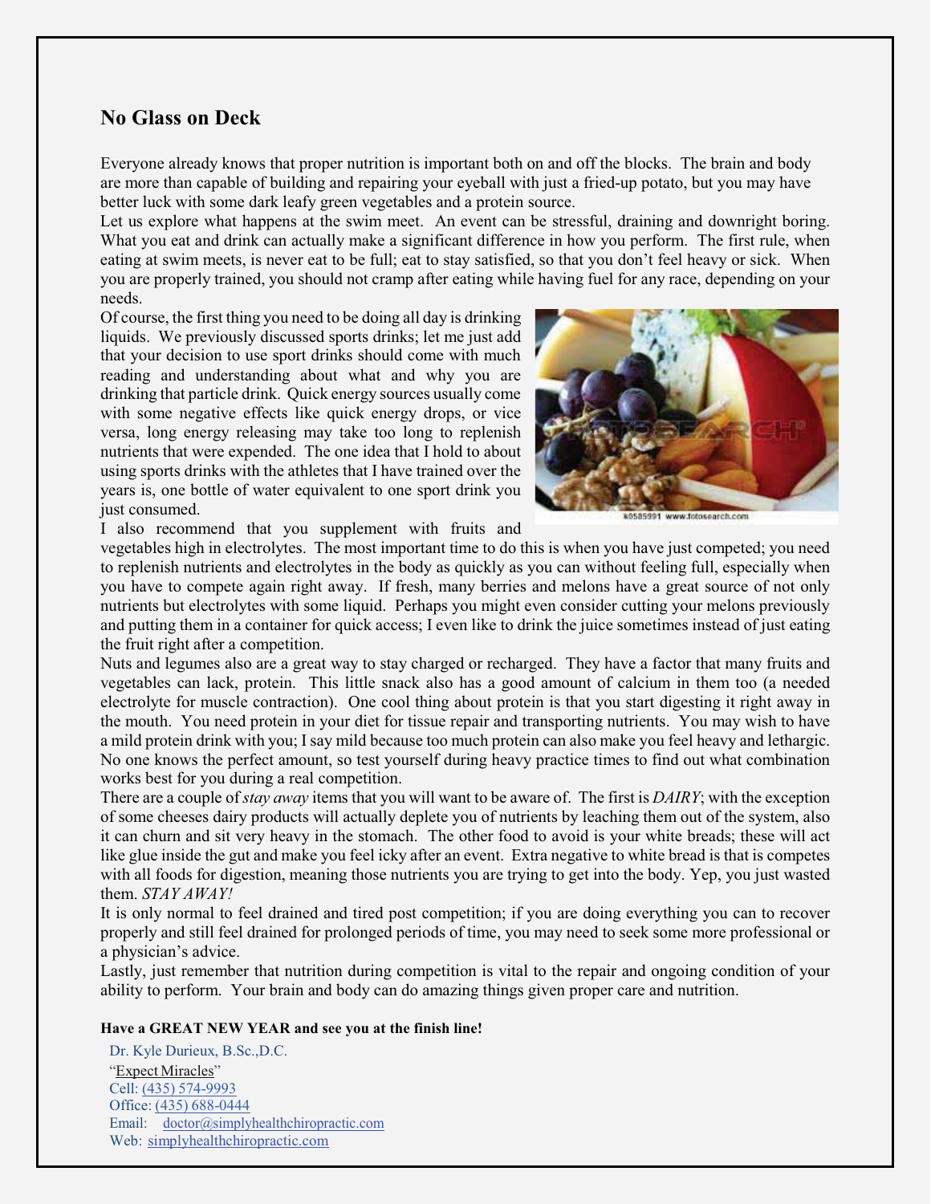## No Glass on Deck

Everyone already knows that proper nutrition is important both on and off the blocks. The brain and body are more than capable of building and repairing your eyeball with just a fried-up potato, but you may have better luck with some dark leafy green vegetables and a protein source.

Let us explore what happens at the swim meet. An event can be stressful, draining and downright boring. What you eat and drink can actually make a significant difference in how you perform. The first rule, when eating at swim meets, is never eat to be full; eat to stay satisfied, so that you don't feel heavy or sick. When you are properly trained, you should not cramp after eating while having fuel for any race, depending on your needs.

Of course, the first thing you need to be doing all day is drinking liquids. We previously discussed sports drinks; let me just add that your decision to use sport drinks should come with much reading and understanding about what and why you are drinking that particle drink. Quick energy sources usually come with some negative effects like quick energy drops, or vice versa, long energy releasing may take too long to replenish nutrients that were expended. The one idea that I hold to about using sports drinks with the athletes that I have trained over the years is, one bottle of water equivalent to one sport drink you just consumed.

k0585991 www.fotosearch.com

I also recommend that you supplement with fruits and vegetables high in electrolytes. The most important time to do this is when you have just competed; you need to replenish nutrients and electrolytes in the body as quickly as you can without feeling full, especially when you have to compete again right away. If fresh, many berries and melons have a great source of not only nutrients but electrolytes with some liquid. Perhaps you might even consider cutting your melons previously and putting them in a container for quick access; I even like to drink the juice sometimes instead of just eating the fruit right after a competition.

Nuts and legumes also are a great way to stay charged or recharged. They have a factor that many fruits and vegetables can lack, protein. This little snack also has a good amount of calcium in them too (a needed electrolyte for muscle contraction). One cool thing about protein is that you start digesting it right away in the mouth. You need protein in your diet for tissue repair and transporting nutrients. You may wish to have a mild protein drink with you; I say mild because too much protein can also make you feel heavy and lethargic. No one knows the perfect amount, so test yourself during heavy practice times to find out what combination works best for you during a real competition.

There are a couple of *stay away* items that you will want to be aware of. The first is *DAIRY*; with the exception of some cheeses dairy products will actually deplete you of nutrients by leaching them out of the system, also it can churn and sit very heavy in the stomach. The other food to avoid is your white breads; these will act like glue inside the gut and make you feel icky after an event. Extra negative to white bread is that is competes with all foods for digestion, meaning those nutrients you are trying to get into the body. Yep, you just wasted them. *STAY AWAY!*

It is only normal to feel drained and tired post competition; if you are doing everything you can to recover properly and still feel drained for prolonged periods of time, you may need to seek some more professional or a physician's advice.

Lastly, just remember that nutrition during competition is vital to the repair and ongoing condition of your ability to perform. Your brain and body can do amazing things given proper care and nutrition.

**Have a GREAT NEW YEAR and see you at the finish line!**

Dr. Kyle Durieux, B.Sc.,D.C.
"Expect Miracles"
Cell: (435) 574-9993
Office: (435) 688-0444
Email: doctor@simplyhealthchiropractic.com
Web: simplyhealthchiropractic.com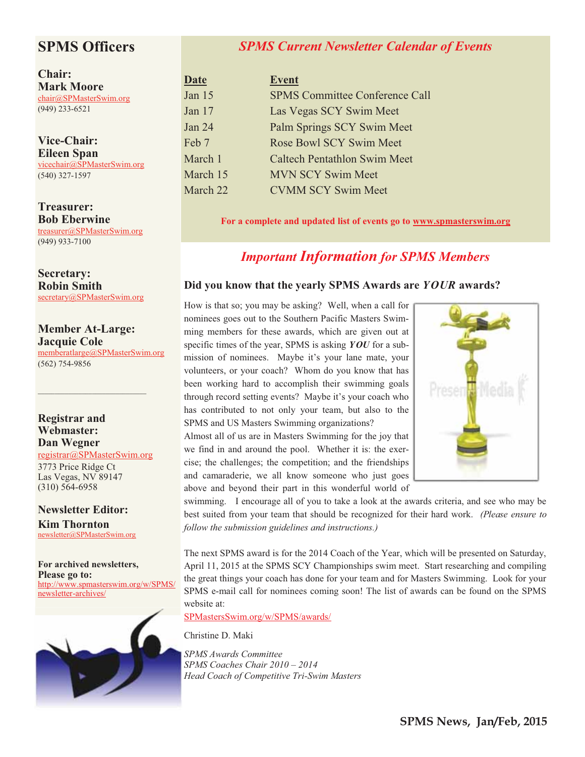## SPMS Officers

**Chair:**
**Mark Moore**
chair@SPMasterSwim.org
(949) 233-6521

**Vice-Chair:**
**Eileen Span**
vicechair@SPMasterSwim.org
(540) 327-1597

**Treasurer:**
**Bob Eberwine**
treasurer@SPMasterSwim.org
(949) 933-7100

**Secretary:**
**Robin Smith**
secretary@SPMasterSwim.org

**Member At-Large:**
**Jacquie Cole**
memberatlarge@SPMasterSwim.org
(562) 754-9856

---

**Registrar and Webmaster:**
**Dan Wegner**
registrar@SPMasterSwim.org
3773 Price Ridge Ct
Las Vegas, NV 89147
(310) 564-6958

**Newsletter Editor:**
**Kim Thornton**
newsletter@SPMasterSwim.org

**For archived newsletters, Please go to:**
http://www.spmasterswim.org/w/SPMS/newsletter-archives/

## *SPMS Current Newsletter Calendar of Events*

| Date | Event |
| --- | --- |
| Jan 15 | SPMS Committee Conference Call |
| Jan 17 | Las Vegas SCY Swim Meet |
| Jan 24 | Palm Springs SCY Swim Meet |
| Feb 7 | Rose Bowl SCY Swim Meet |
| March 1 | Caltech Pentathlon Swim Meet |
| March 15 | MVN SCY Swim Meet |
| March 22 | CVMM SCY Swim Meet |

**For a complete and updated list of events go to www.spmasterswim.org**

## *Important Information for SPMS Members*

### Did you know that the yearly SPMS Awards are *YOUR* awards?

How is that so; you may be asking? Well, when a call for nominees goes out to the Southern Pacific Masters Swimming members for these awards, which are given out at specific times of the year, SPMS is asking ***YOU*** for a submission of nominees. Maybe it's your lane mate, your volunteers, or your coach? Whom do you know that has been working hard to accomplish their swimming goals through record setting events? Maybe it's your coach who has contributed to not only your team, but also to the SPMS and US Masters Swimming organizations?

Almost all of us are in Masters Swimming for the joy that we find in and around the pool. Whether it is: the exercise; the challenges; the competition; and the friendships and camaraderie, we all know someone who just goes above and beyond their part in this wonderful world of swimming. I encourage all of you to take a look at the awards criteria, and see who may be best suited from your team that should be recognized for their hard work. *(Please ensure to follow the submission guidelines and instructions.)*

The next SPMS award is for the 2014 Coach of the Year, which will be presented on Saturday, April 11, 2015 at the SPMS SCY Championships swim meet. Start researching and compiling the great things your coach has done for your team and for Masters Swimming. Look for your SPMS e-mail call for nominees coming soon! The list of awards can be found on the SPMS website at:

SPMastersSwim.org/w/SPMS/awards/

Christine D. Maki

*SPMS Awards Committee*
*SPMS Coaches Chair 2010 – 2014*
*Head Coach of Competitive Tri-Swim Masters*